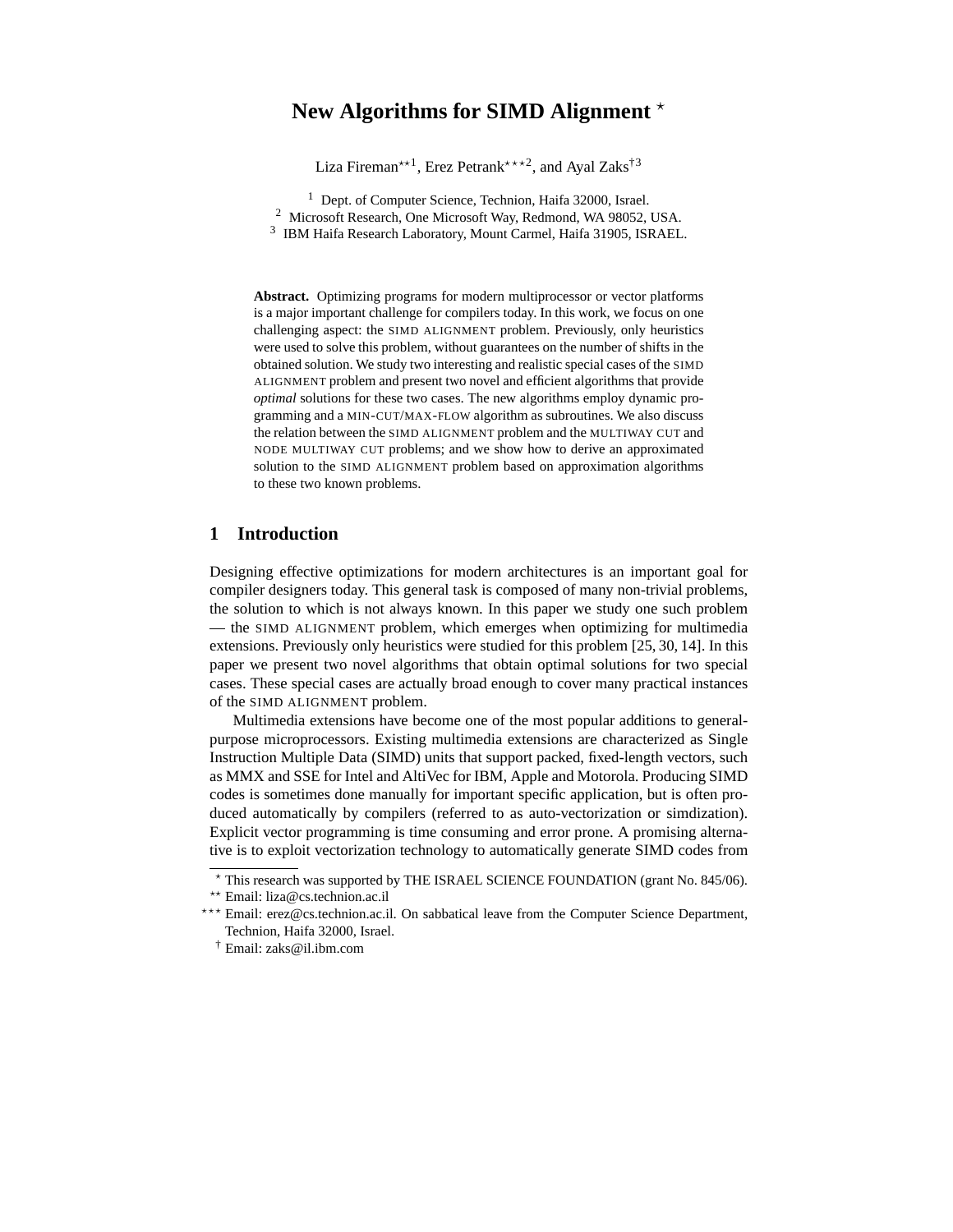# New Algorithms for SIMD Alignment [⋆]

Liza Fireman[⋆⋆1], Erez Petrank[⋆⋆⋆2], and Ayal Zaks[†3]

[1] Dept. of Computer Science, Technion, Haifa 32000, Israel.
[2] Microsoft Research, One Microsoft Way, Redmond, WA 98052, USA.
[3] IBM Haifa Research Laboratory, Mount Carmel, Haifa 31905, ISRAEL.

**Abstract.** Optimizing programs for modern multiprocessor or vector platforms is a major important challenge for compilers today. In this work, we focus on one challenging aspect: the SIMD ALIGNMENT problem. Previously, only heuristics were used to solve this problem, without guarantees on the number of shifts in the obtained solution. We study two interesting and realistic special cases of the SIMD ALIGNMENT problem and present two novel and efficient algorithms that provide *optimal* solutions for these two cases. The new algorithms employ dynamic programming and a MIN-CUT/MAX-FLOW algorithm as subroutines. We also discuss the relation between the SIMD ALIGNMENT problem and the MULTIWAY CUT and NODE MULTIWAY CUT problems; and we show how to derive an approximated solution to the SIMD ALIGNMENT problem based on approximation algorithms to these two known problems.

## 1 Introduction

Designing effective optimizations for modern architectures is an important goal for compiler designers today. This general task is composed of many non-trivial problems, the solution to which is not always known. In this paper we study one such problem — the SIMD ALIGNMENT problem, which emerges when optimizing for multimedia extensions. Previously only heuristics were studied for this problem [25, 30, 14]. In this paper we present two novel algorithms that obtain optimal solutions for two special cases. These special cases are actually broad enough to cover many practical instances of the SIMD ALIGNMENT problem.

Multimedia extensions have become one of the most popular additions to general-purpose microprocessors. Existing multimedia extensions are characterized as Single Instruction Multiple Data (SIMD) units that support packed, fixed-length vectors, such as MMX and SSE for Intel and AltiVec for IBM, Apple and Motorola. Producing SIMD codes is sometimes done manually for important specific application, but is often produced automatically by compilers (referred to as auto-vectorization or simdization). Explicit vector programming is time consuming and error prone. A promising alternative is to exploit vectorization technology to automatically generate SIMD codes from

[⋆] This research was supported by THE ISRAEL SCIENCE FOUNDATION (grant No. 845/06).
[⋆⋆] Email: liza@cs.technion.ac.il
[⋆⋆⋆] Email: erez@cs.technion.ac.il. On sabbatical leave from the Computer Science Department, Technion, Haifa 32000, Israel.
[†] Email: zaks@il.ibm.com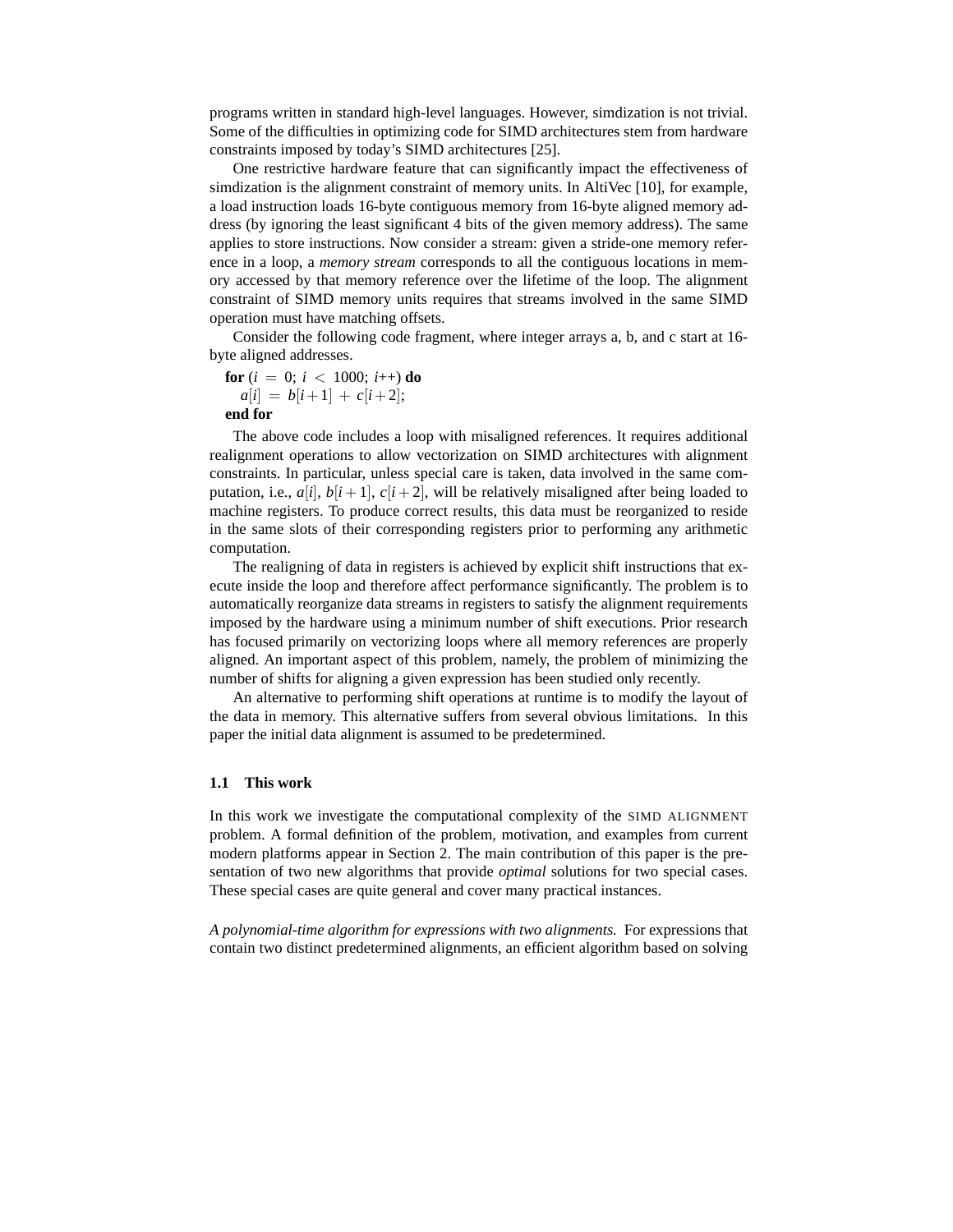programs written in standard high-level languages. However, simdization is not trivial. Some of the difficulties in optimizing code for SIMD architectures stem from hardware constraints imposed by today's SIMD architectures [25].

One restrictive hardware feature that can significantly impact the effectiveness of simdization is the alignment constraint of memory units. In AltiVec [10], for example, a load instruction loads 16-byte contiguous memory from 16-byte aligned memory address (by ignoring the least significant 4 bits of the given memory address). The same applies to store instructions. Now consider a stream: given a stride-one memory reference in a loop, a *memory stream* corresponds to all the contiguous locations in memory accessed by that memory reference over the lifetime of the loop. The alignment constraint of SIMD memory units requires that streams involved in the same SIMD operation must have matching offsets.

Consider the following code fragment, where integer arrays a, b, and c start at 16-byte aligned addresses.

**for** ($i = 0$; $i < 1000$; $i$++) **do**
  $a[i] = b[i+1] + c[i+2]$;
**end for**

The above code includes a loop with misaligned references. It requires additional realignment operations to allow vectorization on SIMD architectures with alignment constraints. In particular, unless special care is taken, data involved in the same computation, i.e., $a[i]$, $b[i+1]$, $c[i+2]$, will be relatively misaligned after being loaded to machine registers. To produce correct results, this data must be reorganized to reside in the same slots of their corresponding registers prior to performing any arithmetic computation.

The realigning of data in registers is achieved by explicit shift instructions that execute inside the loop and therefore affect performance significantly. The problem is to automatically reorganize data streams in registers to satisfy the alignment requirements imposed by the hardware using a minimum number of shift executions. Prior research has focused primarily on vectorizing loops where all memory references are properly aligned. An important aspect of this problem, namely, the problem of minimizing the number of shifts for aligning a given expression has been studied only recently.

An alternative to performing shift operations at runtime is to modify the layout of the data in memory. This alternative suffers from several obvious limitations. In this paper the initial data alignment is assumed to be predetermined.

### 1.1 This work

In this work we investigate the computational complexity of the SIMD ALIGNMENT problem. A formal definition of the problem, motivation, and examples from current modern platforms appear in Section 2. The main contribution of this paper is the presentation of two new algorithms that provide *optimal* solutions for two special cases. These special cases are quite general and cover many practical instances.

*A polynomial-time algorithm for expressions with two alignments.* For expressions that contain two distinct predetermined alignments, an efficient algorithm based on solving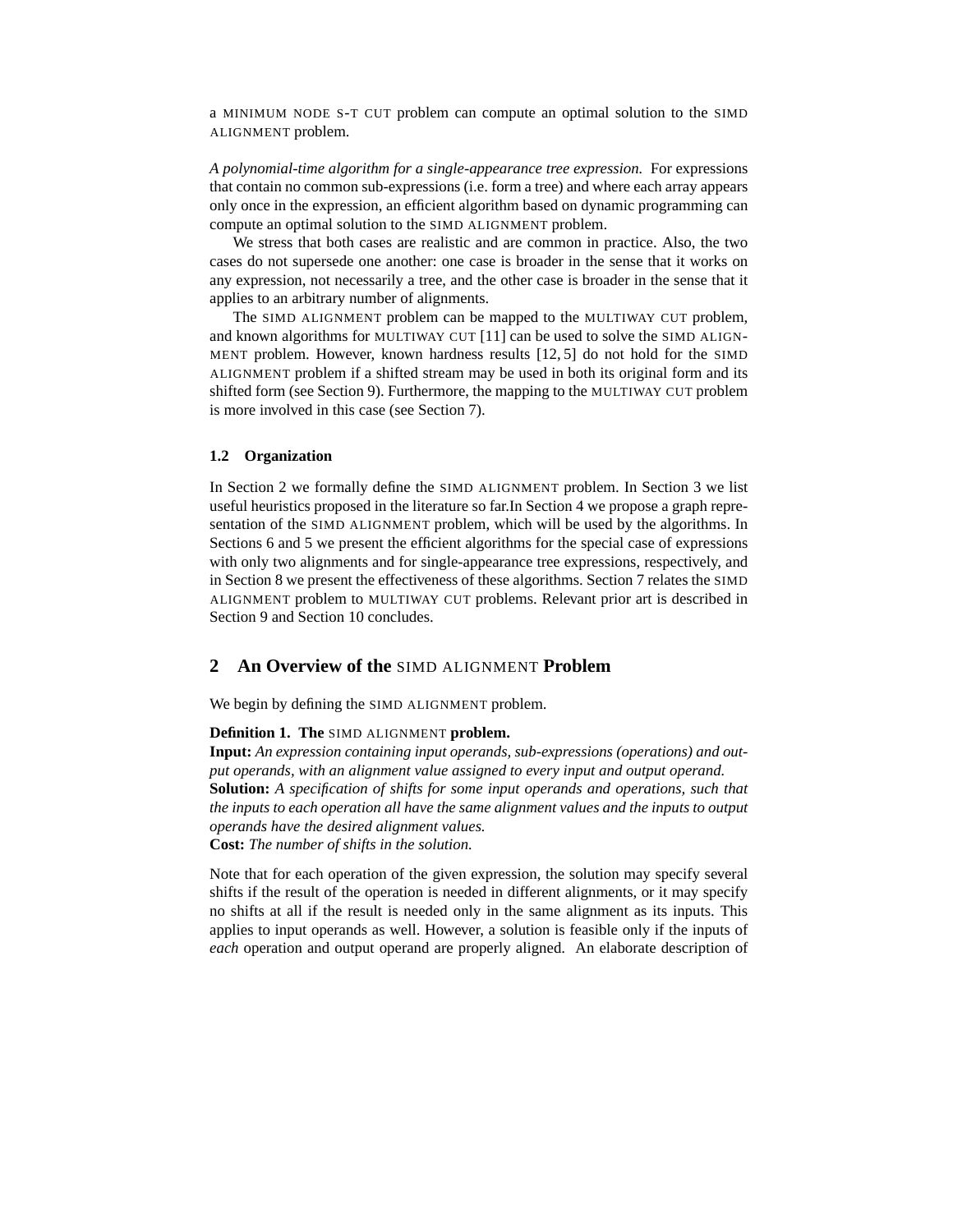a MINIMUM NODE S-T CUT problem can compute an optimal solution to the SIMD ALIGNMENT problem.

*A polynomial-time algorithm for a single-appearance tree expression.* For expressions that contain no common sub-expressions (i.e. form a tree) and where each array appears only once in the expression, an efficient algorithm based on dynamic programming can compute an optimal solution to the SIMD ALIGNMENT problem.

We stress that both cases are realistic and are common in practice. Also, the two cases do not supersede one another: one case is broader in the sense that it works on any expression, not necessarily a tree, and the other case is broader in the sense that it applies to an arbitrary number of alignments.

The SIMD ALIGNMENT problem can be mapped to the MULTIWAY CUT problem, and known algorithms for MULTIWAY CUT [11] can be used to solve the SIMD ALIGNMENT problem. However, known hardness results [12, 5] do not hold for the SIMD ALIGNMENT problem if a shifted stream may be used in both its original form and its shifted form (see Section 9). Furthermore, the mapping to the MULTIWAY CUT problem is more involved in this case (see Section 7).

### 1.2 Organization

In Section 2 we formally define the SIMD ALIGNMENT problem. In Section 3 we list useful heuristics proposed in the literature so far.In Section 4 we propose a graph representation of the SIMD ALIGNMENT problem, which will be used by the algorithms. In Sections 6 and 5 we present the efficient algorithms for the special case of expressions with only two alignments and for single-appearance tree expressions, respectively, and in Section 8 we present the effectiveness of these algorithms. Section 7 relates the SIMD ALIGNMENT problem to MULTIWAY CUT problems. Relevant prior art is described in Section 9 and Section 10 concludes.

## 2 An Overview of the SIMD ALIGNMENT Problem

We begin by defining the SIMD ALIGNMENT problem.

**Definition 1. The SIMD ALIGNMENT problem.**
**Input:** *An expression containing input operands, sub-expressions (operations) and output operands, with an alignment value assigned to every input and output operand.*
**Solution:** *A specification of shifts for some input operands and operations, such that the inputs to each operation all have the same alignment values and the inputs to output operands have the desired alignment values.*
**Cost:** *The number of shifts in the solution.*

Note that for each operation of the given expression, the solution may specify several shifts if the result of the operation is needed in different alignments, or it may specify no shifts at all if the result is needed only in the same alignment as its inputs. This applies to input operands as well. However, a solution is feasible only if the inputs of *each* operation and output operand are properly aligned. An elaborate description of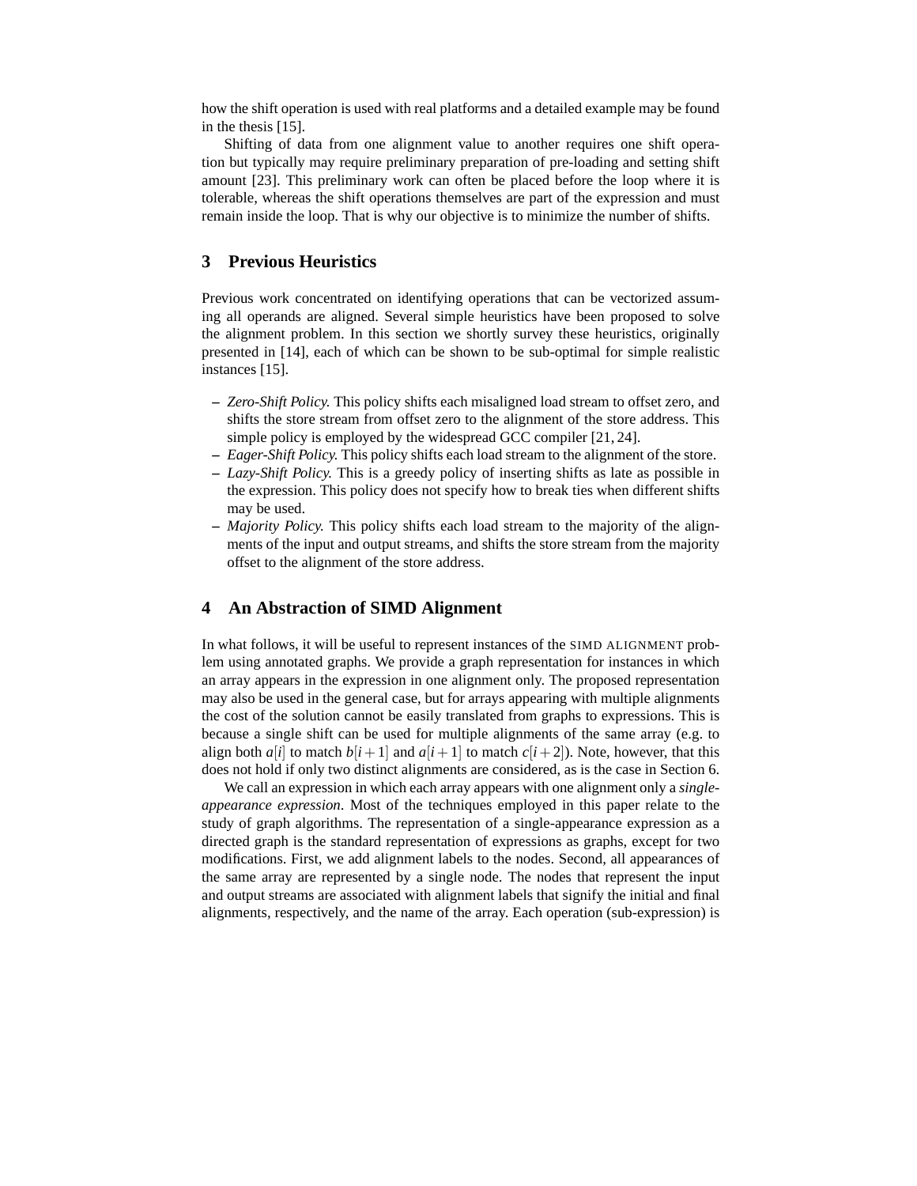how the shift operation is used with real platforms and a detailed example may be found in the thesis [15].

Shifting of data from one alignment value to another requires one shift operation but typically may require preliminary preparation of pre-loading and setting shift amount [23]. This preliminary work can often be placed before the loop where it is tolerable, whereas the shift operations themselves are part of the expression and must remain inside the loop. That is why our objective is to minimize the number of shifts.

## 3 Previous Heuristics

Previous work concentrated on identifying operations that can be vectorized assuming all operands are aligned. Several simple heuristics have been proposed to solve the alignment problem. In this section we shortly survey these heuristics, originally presented in [14], each of which can be shown to be sub-optimal for simple realistic instances [15].

- *Zero-Shift Policy.* This policy shifts each misaligned load stream to offset zero, and shifts the store stream from offset zero to the alignment of the store address. This simple policy is employed by the widespread GCC compiler [21, 24].
- *Eager-Shift Policy.* This policy shifts each load stream to the alignment of the store.
- *Lazy-Shift Policy.* This is a greedy policy of inserting shifts as late as possible in the expression. This policy does not specify how to break ties when different shifts may be used.
- *Majority Policy.* This policy shifts each load stream to the majority of the alignments of the input and output streams, and shifts the store stream from the majority offset to the alignment of the store address.

## 4 An Abstraction of SIMD Alignment

In what follows, it will be useful to represent instances of the SIMD ALIGNMENT problem using annotated graphs. We provide a graph representation for instances in which an array appears in the expression in one alignment only. The proposed representation may also be used in the general case, but for arrays appearing with multiple alignments the cost of the solution cannot be easily translated from graphs to expressions. This is because a single shift can be used for multiple alignments of the same array (e.g. to align both $a[i]$ to match $b[i+1]$ and $a[i+1]$ to match $c[i+2]$). Note, however, that this does not hold if only two distinct alignments are considered, as is the case in Section 6.

We call an expression in which each array appears with one alignment only a *single-appearance expression*. Most of the techniques employed in this paper relate to the study of graph algorithms. The representation of a single-appearance expression as a directed graph is the standard representation of expressions as graphs, except for two modifications. First, we add alignment labels to the nodes. Second, all appearances of the same array are represented by a single node. The nodes that represent the input and output streams are associated with alignment labels that signify the initial and final alignments, respectively, and the name of the array. Each operation (sub-expression) is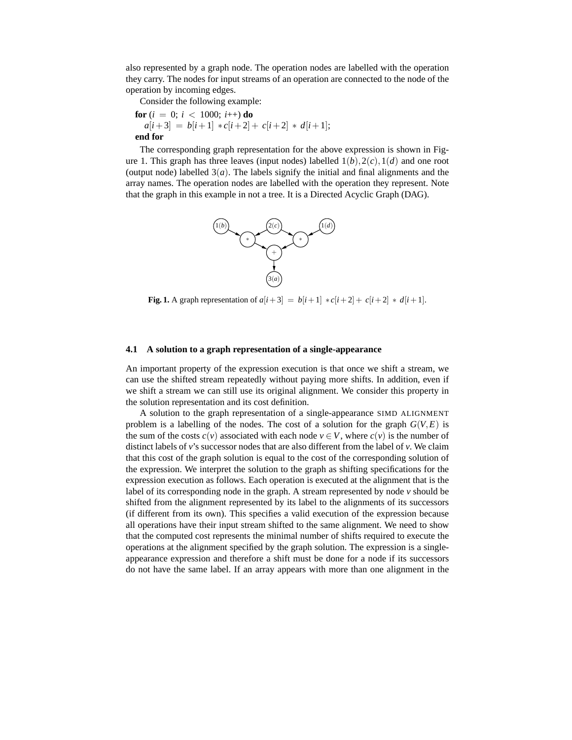also represented by a graph node. The operation nodes are labelled with the operation they carry. The nodes for input streams of an operation are connected to the node of the operation by incoming edges.

Consider the following example:

**for** $(i = 0;\ i < 1000;\ i{+}{+})$ **do**
  $a[i+3] = b[i+1] * c[i+2] + c[i+2] * d[i+1];$
**end for**

The corresponding graph representation for the above expression is shown in Figure 1. This graph has three leaves (input nodes) labelled $1(b), 2(c), 1(d)$ and one root (output node) labelled $3(a)$. The labels signify the initial and final alignments and the array names. The operation nodes are labelled with the operation they represent. Note that the graph in this example in not a tree. It is a Directed Acyclic Graph (DAG).

**Fig. 1.** A graph representation of $a[i+3] = b[i+1] * c[i+2] + c[i+2] * d[i+1]$.

### 4.1 A solution to a graph representation of a single-appearance

An important property of the expression execution is that once we shift a stream, we can use the shifted stream repeatedly without paying more shifts. In addition, even if we shift a stream we can still use its original alignment. We consider this property in the solution representation and its cost definition.

A solution to the graph representation of a single-appearance SIMD ALIGNMENT problem is a labelling of the nodes. The cost of a solution for the graph $G(V,E)$ is the sum of the costs $c(v)$ associated with each node $v \in V$, where $c(v)$ is the number of distinct labels of $v$'s successor nodes that are also different from the label of $v$. We claim that this cost of the graph solution is equal to the cost of the corresponding solution of the expression. We interpret the solution to the graph as shifting specifications for the expression execution as follows. Each operation is executed at the alignment that is the label of its corresponding node in the graph. A stream represented by node $v$ should be shifted from the alignment represented by its label to the alignments of its successors (if different from its own). This specifies a valid execution of the expression because all operations have their input stream shifted to the same alignment. We need to show that the computed cost represents the minimal number of shifts required to execute the operations at the alignment specified by the graph solution. The expression is a single-appearance expression and therefore a shift must be done for a node if its successors do not have the same label. If an array appears with more than one alignment in the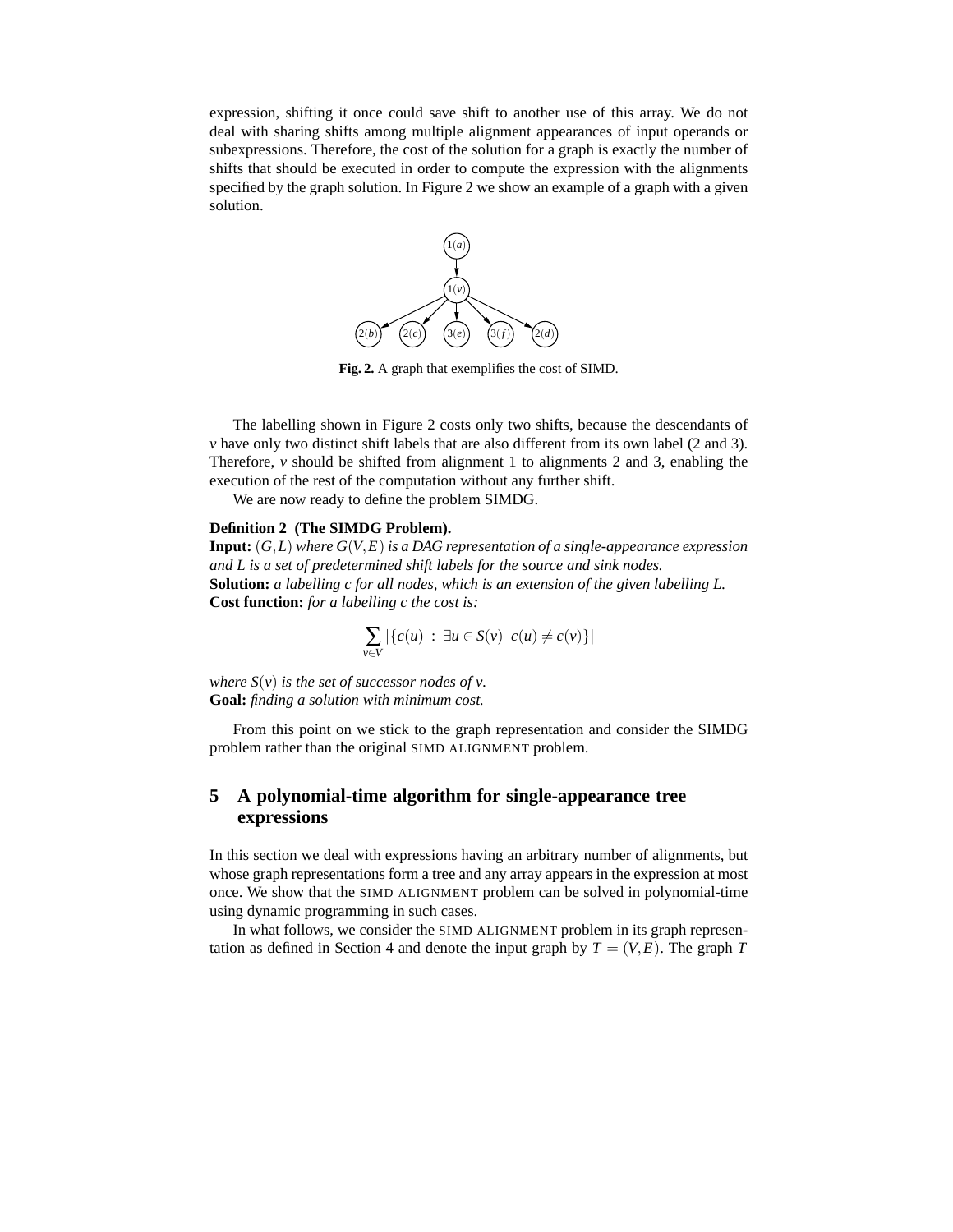expression, shifting it once could save shift to another use of this array. We do not deal with sharing shifts among multiple alignment appearances of input operands or subexpressions. Therefore, the cost of the solution for a graph is exactly the number of shifts that should be executed in order to compute the expression with the alignments specified by the graph solution. In Figure 2 we show an example of a graph with a given solution.

**Fig. 2.** A graph that exemplifies the cost of SIMD.

The labelling shown in Figure 2 costs only two shifts, because the descendants of $v$ have only two distinct shift labels that are also different from its own label (2 and 3). Therefore, $v$ should be shifted from alignment 1 to alignments 2 and 3, enabling the execution of the rest of the computation without any further shift.

We are now ready to define the problem SIMDG.

**Definition 2 (The SIMDG Problem).**
**Input:** $(G, L)$ *where* $G(V, E)$ *is a DAG representation of a single-appearance expression and* $L$ *is a set of predetermined shift labels for the source and sink nodes.*
**Solution:** *a labelling* $c$ *for all nodes, which is an extension of the given labelling* $L$*.*
**Cost function:** *for a labelling* $c$ *the cost is:*

$$\sum_{v \in V} |\{c(u) \ : \ \exists u \in S(v) \ \ c(u) \neq c(v)\}|$$

*where* $S(v)$ *is the set of successor nodes of* $v$*.*
**Goal:** *finding a solution with minimum cost.*

From this point on we stick to the graph representation and consider the SIMDG problem rather than the original SIMD ALIGNMENT problem.

## 5 A polynomial-time algorithm for single-appearance tree expressions

In this section we deal with expressions having an arbitrary number of alignments, but whose graph representations form a tree and any array appears in the expression at most once. We show that the SIMD ALIGNMENT problem can be solved in polynomial-time using dynamic programming in such cases.

In what follows, we consider the SIMD ALIGNMENT problem in its graph representation as defined in Section 4 and denote the input graph by $T = (V, E)$. The graph $T$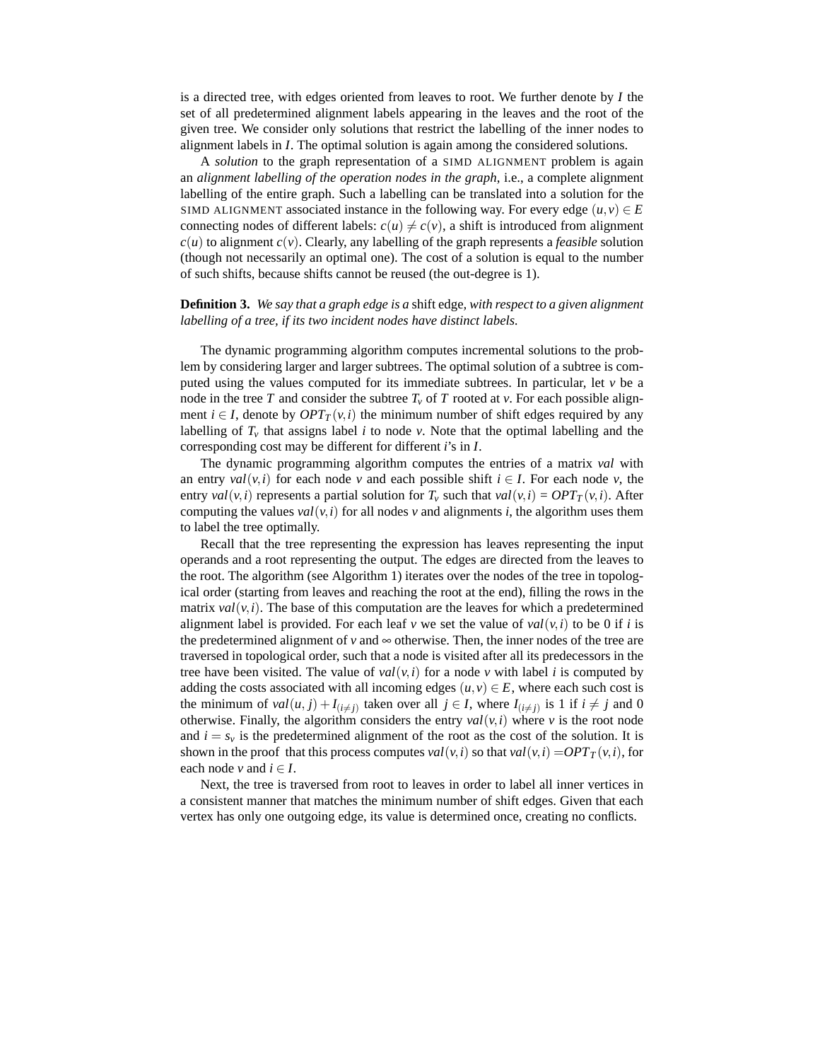is a directed tree, with edges oriented from leaves to root. We further denote by $I$ the set of all predetermined alignment labels appearing in the leaves and the root of the given tree. We consider only solutions that restrict the labelling of the inner nodes to alignment labels in $I$. The optimal solution is again among the considered solutions.

A *solution* to the graph representation of a SIMD ALIGNMENT problem is again an *alignment labelling of the operation nodes in the graph*, i.e., a complete alignment labelling of the entire graph. Such a labelling can be translated into a solution for the SIMD ALIGNMENT associated instance in the following way. For every edge $(u,v) \in E$ connecting nodes of different labels: $c(u) \neq c(v)$, a shift is introduced from alignment $c(u)$ to alignment $c(v)$. Clearly, any labelling of the graph represents a *feasible* solution (though not necessarily an optimal one). The cost of a solution is equal to the number of such shifts, because shifts cannot be reused (the out-degree is 1).

**Definition 3.** *We say that a graph edge is a* shift edge*, with respect to a given alignment labelling of a tree, if its two incident nodes have distinct labels.*

The dynamic programming algorithm computes incremental solutions to the problem by considering larger and larger subtrees. The optimal solution of a subtree is computed using the values computed for its immediate subtrees. In particular, let $v$ be a node in the tree $T$ and consider the subtree $T_v$ of $T$ rooted at $v$. For each possible alignment $i \in I$, denote by $OPT_T(v,i)$ the minimum number of shift edges required by any labelling of $T_v$ that assigns label $i$ to node $v$. Note that the optimal labelling and the corresponding cost may be different for different $i$'s in $I$.

The dynamic programming algorithm computes the entries of a matrix *val* with an entry $val(v,i)$ for each node $v$ and each possible shift $i \in I$. For each node $v$, the entry $val(v,i)$ represents a partial solution for $T_v$ such that $val(v,i) = OPT_T(v,i)$. After computing the values $val(v,i)$ for all nodes $v$ and alignments $i$, the algorithm uses them to label the tree optimally.

Recall that the tree representing the expression has leaves representing the input operands and a root representing the output. The edges are directed from the leaves to the root. The algorithm (see Algorithm 1) iterates over the nodes of the tree in topological order (starting from leaves and reaching the root at the end), filling the rows in the matrix $val(v,i)$. The base of this computation are the leaves for which a predetermined alignment label is provided. For each leaf $v$ we set the value of $val(v,i)$ to be 0 if $i$ is the predetermined alignment of $v$ and $\infty$ otherwise. Then, the inner nodes of the tree are traversed in topological order, such that a node is visited after all its predecessors in the tree have been visited. The value of $val(v,i)$ for a node $v$ with label $i$ is computed by adding the costs associated with all incoming edges $(u,v) \in E$, where each such cost is the minimum of $val(u,j) + I_{(i \neq j)}$ taken over all $j \in I$, where $I_{(i \neq j)}$ is 1 if $i \neq j$ and 0 otherwise. Finally, the algorithm considers the entry $val(v,i)$ where $v$ is the root node and $i = s_v$ is the predetermined alignment of the root as the cost of the solution. It is shown in the proof that this process computes $val(v,i)$ so that $val(v,i) = OPT_T(v,i)$, for each node $v$ and $i \in I$.

Next, the tree is traversed from root to leaves in order to label all inner vertices in a consistent manner that matches the minimum number of shift edges. Given that each vertex has only one outgoing edge, its value is determined once, creating no conflicts.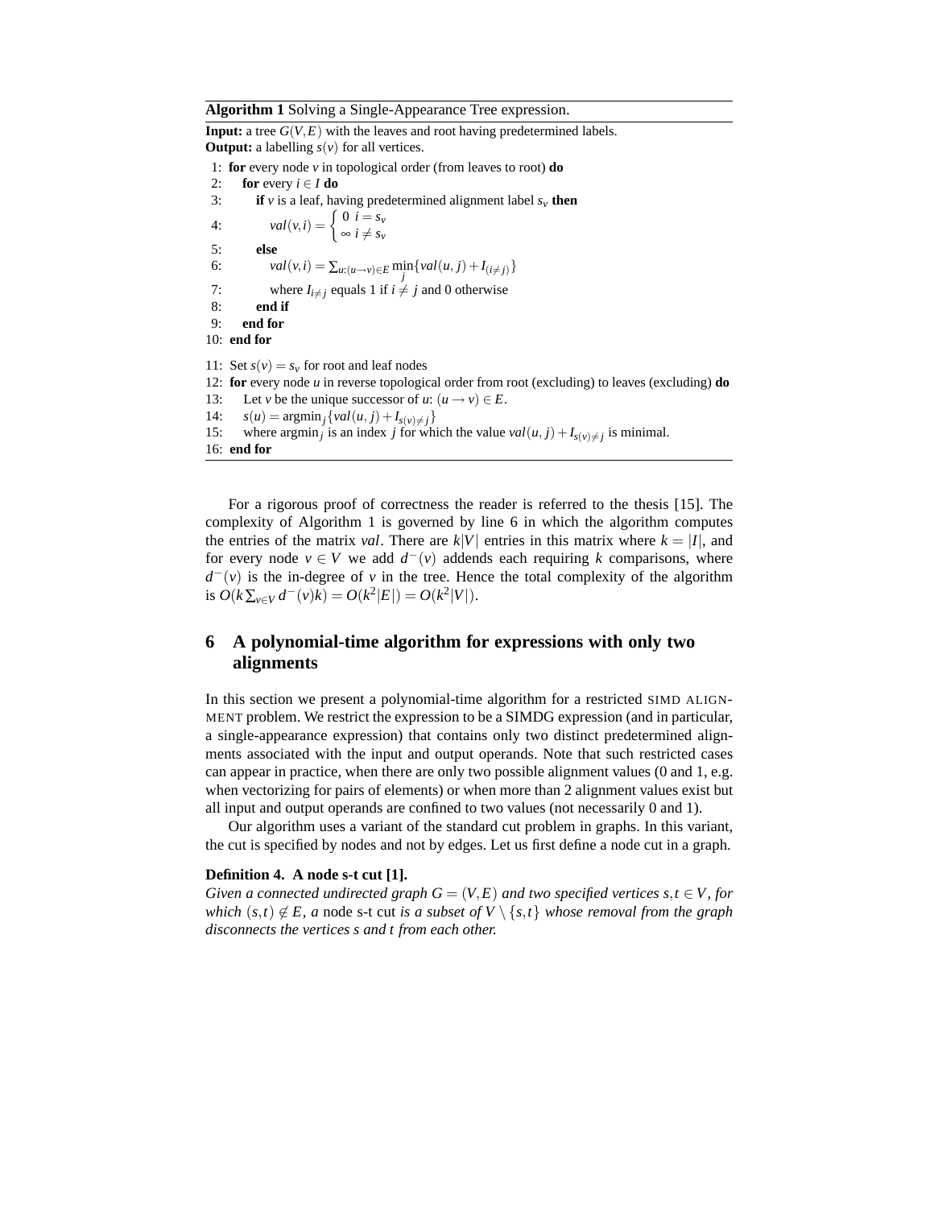**Algorithm 1** Solving a Single-Appearance Tree expression.

**Input:** a tree $G(V,E)$ with the leaves and root having predetermined labels.
**Output:** a labelling $s(v)$ for all vertices.

```
 1: for every node v in topological order (from leaves to root) do
 2:    for every i ∈ I do
 3:       if v is a leaf, having predetermined alignment label s_v then
 4:          val(v,i) = { 0 if i = s_v ; ∞ if i ≠ s_v }
 5:       else
 6:          val(v,i) = Σ_{u:(u→v)∈E} min_j {val(u,j) + I_(i≠j)}
 7:          where I_{i≠j} equals 1 if i ≠ j and 0 otherwise
 8:       end if
 9:    end for
10: end for
11: Set s(v) = s_v for root and leaf nodes
12: for every node u in reverse topological order from root (excluding) to leaves (excluding) do
13:    Let v be the unique successor of u: (u → v) ∈ E.
14:    s(u) = argmin_j {val(u,j) + I_{s(v)≠j}}
15:    where argmin_j is an index j for which the value val(u,j) + I_{s(v)≠j} is minimal.
16: end for
```

Line 4: $val(v,i) = \begin{cases} 0 & i = s_v \\ \infty & i \neq s_v \end{cases}$

Line 6: $val(v,i) = \sum_{u:(u\rightarrow v)\in E} \min_j \{val(u,j) + I_{(i\neq j)}\}$

Line 14: $s(u) = \text{argmin}_j \{val(u,j) + I_{s(v)\neq j}\}$

For a rigorous proof of correctness the reader is referred to the thesis [15]. The complexity of Algorithm 1 is governed by line 6 in which the algorithm computes the entries of the matrix *val*. There are $k|V|$ entries in this matrix where $k = |I|$, and for every node $v \in V$ we add $d^-(v)$ addends each requiring $k$ comparisons, where $d^-(v)$ is the in-degree of $v$ in the tree. Hence the total complexity of the algorithm is $O(k \sum_{v\in V} d^-(v)k) = O(k^2|E|) = O(k^2|V|)$.

## 6 A polynomial-time algorithm for expressions with only two alignments

In this section we present a polynomial-time algorithm for a restricted SIMD ALIGNMENT problem. We restrict the expression to be a SIMDG expression (and in particular, a single-appearance expression) that contains only two distinct predetermined alignments associated with the input and output operands. Note that such restricted cases can appear in practice, when there are only two possible alignment values (0 and 1, e.g. when vectorizing for pairs of elements) or when more than 2 alignment values exist but all input and output operands are confined to two values (not necessarily 0 and 1).

Our algorithm uses a variant of the standard cut problem in graphs. In this variant, the cut is specified by nodes and not by edges. Let us first define a node cut in a graph.

**Definition 4. A node s-t cut [1].**
*Given a connected undirected graph $G = (V,E)$ and two specified vertices $s,t \in V$, for which $(s,t) \notin E$, a* node s-t cut *is a subset of $V \setminus \{s,t\}$ whose removal from the graph disconnects the vertices s and t from each other.*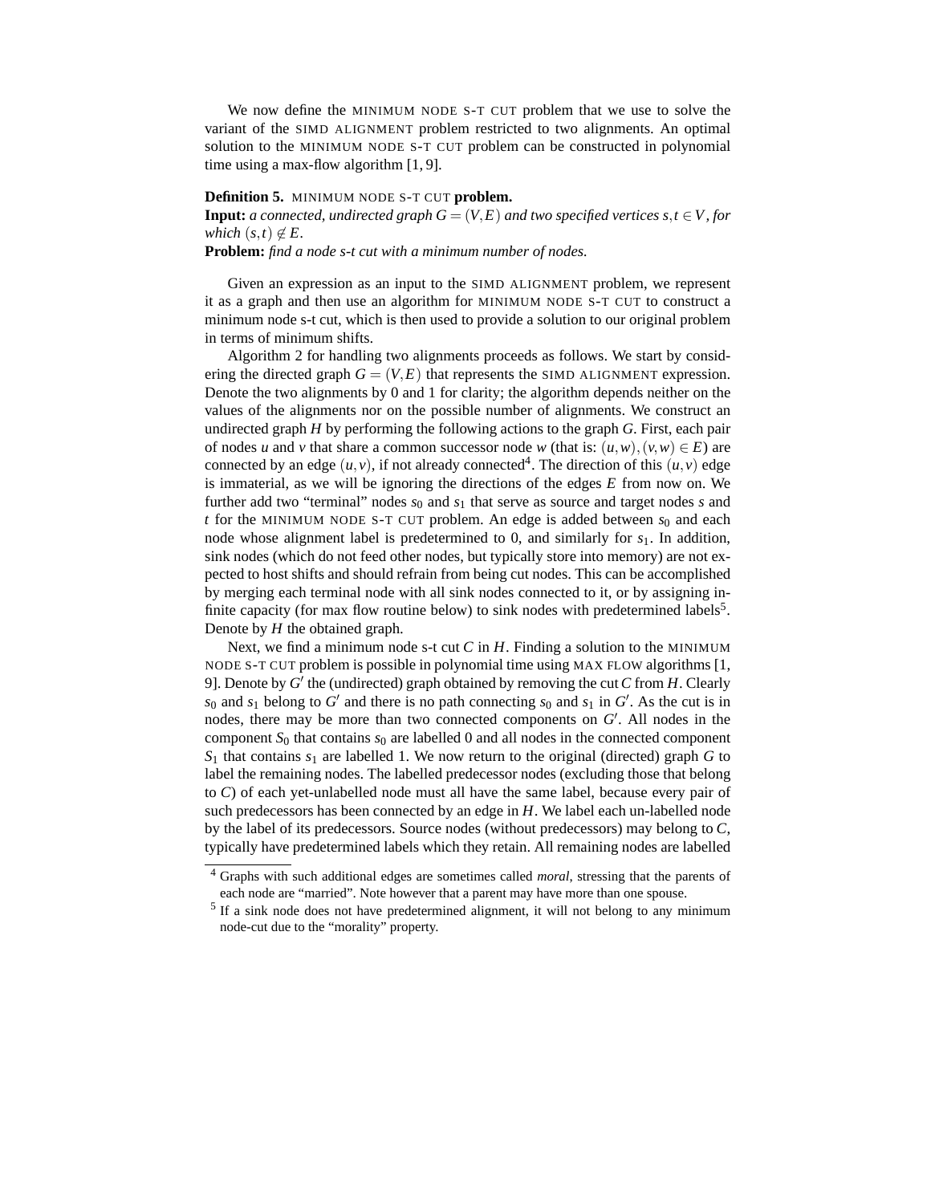We now define the MINIMUM NODE S-T CUT problem that we use to solve the variant of the SIMD ALIGNMENT problem restricted to two alignments. An optimal solution to the MINIMUM NODE S-T CUT problem can be constructed in polynomial time using a max-flow algorithm [1, 9].

**Definition 5.** MINIMUM NODE S-T CUT **problem.**
**Input:** *a connected, undirected graph $G = (V, E)$ and two specified vertices $s, t \in V$, for which $(s, t) \notin E$.*
**Problem:** *find a node s-t cut with a minimum number of nodes.*

Given an expression as an input to the SIMD ALIGNMENT problem, we represent it as a graph and then use an algorithm for MINIMUM NODE S-T CUT to construct a minimum node s-t cut, which is then used to provide a solution to our original problem in terms of minimum shifts.

Algorithm 2 for handling two alignments proceeds as follows. We start by considering the directed graph $G = (V, E)$ that represents the SIMD ALIGNMENT expression. Denote the two alignments by 0 and 1 for clarity; the algorithm depends neither on the values of the alignments nor on the possible number of alignments. We construct an undirected graph $H$ by performing the following actions to the graph $G$. First, each pair of nodes $u$ and $v$ that share a common successor node $w$ (that is: $(u, w), (v, w) \in E$) are connected by an edge $(u, v)$, if not already connected[4]. The direction of this $(u, v)$ edge is immaterial, as we will be ignoring the directions of the edges $E$ from now on. We further add two "terminal" nodes $s_0$ and $s_1$ that serve as source and target nodes $s$ and $t$ for the MINIMUM NODE S-T CUT problem. An edge is added between $s_0$ and each node whose alignment label is predetermined to 0, and similarly for $s_1$. In addition, sink nodes (which do not feed other nodes, but typically store into memory) are not expected to host shifts and should refrain from being cut nodes. This can be accomplished by merging each terminal node with all sink nodes connected to it, or by assigning infinite capacity (for max flow routine below) to sink nodes with predetermined labels[5]. Denote by $H$ the obtained graph.

Next, we find a minimum node s-t cut $C$ in $H$. Finding a solution to the MINIMUM NODE S-T CUT problem is possible in polynomial time using MAX FLOW algorithms [1, 9]. Denote by $G'$ the (undirected) graph obtained by removing the cut $C$ from $H$. Clearly $s_0$ and $s_1$ belong to $G'$ and there is no path connecting $s_0$ and $s_1$ in $G'$. As the cut is in nodes, there may be more than two connected components on $G'$. All nodes in the component $S_0$ that contains $s_0$ are labelled 0 and all nodes in the connected component $S_1$ that contains $s_1$ are labelled 1. We now return to the original (directed) graph $G$ to label the remaining nodes. The labelled predecessor nodes (excluding those that belong to $C$) of each yet-unlabelled node must all have the same label, because every pair of such predecessors has been connected by an edge in $H$. We label each un-labelled node by the label of its predecessors. Source nodes (without predecessors) may belong to $C$, typically have predetermined labels which they retain. All remaining nodes are labelled

[4] Graphs with such additional edges are sometimes called *moral*, stressing that the parents of each node are "married". Note however that a parent may have more than one spouse.

[5] If a sink node does not have predetermined alignment, it will not belong to any minimum node-cut due to the "morality" property.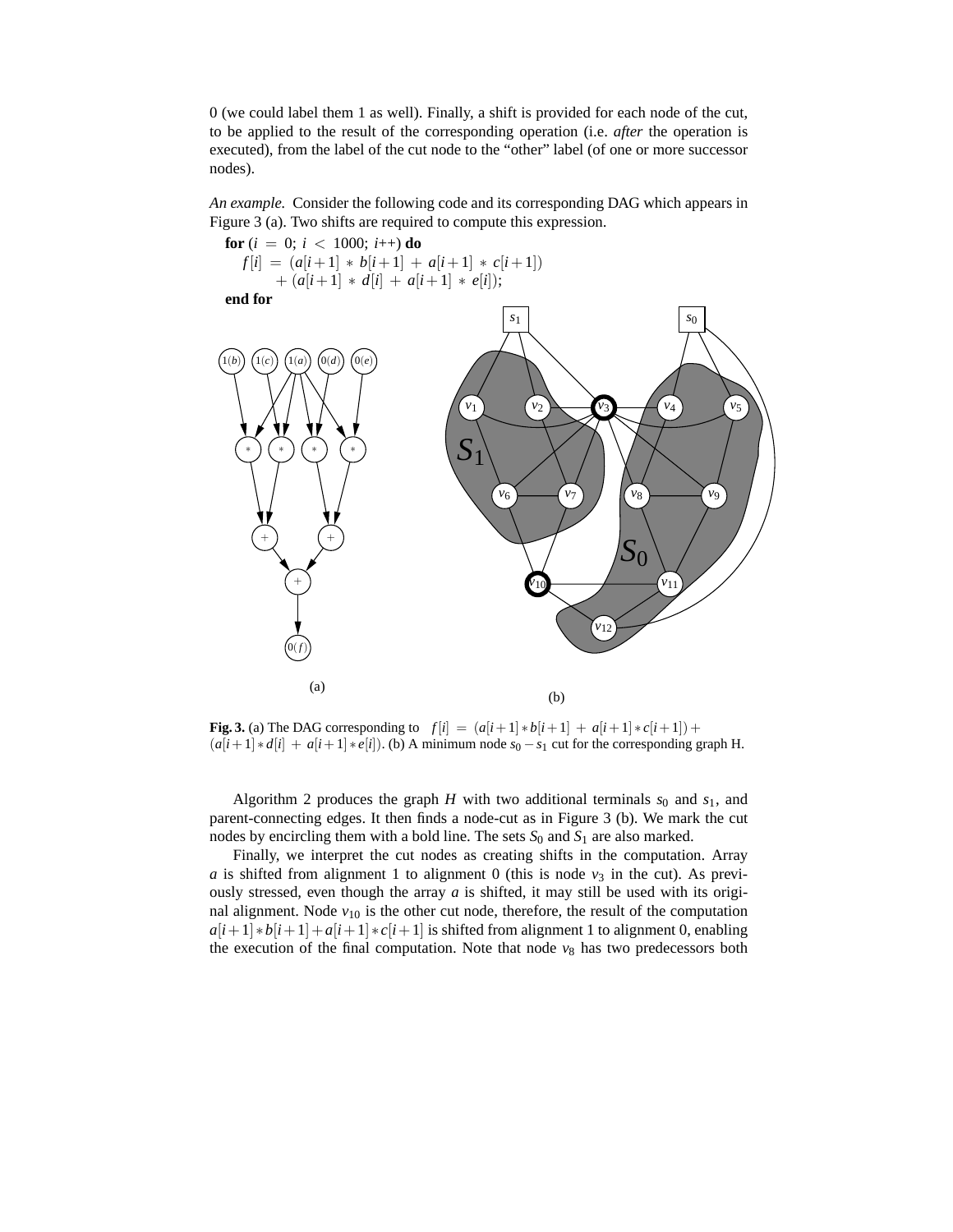0 (we could label them 1 as well). Finally, a shift is provided for each node of the cut, to be applied to the result of the corresponding operation (i.e. *after* the operation is executed), from the label of the cut node to the "other" label (of one or more successor nodes).

*An example.* Consider the following code and its corresponding DAG which appears in Figure 3 (a). Two shifts are required to compute this expression.

**for** $(i = 0;\ i < 1000;\ i{+}{+})$ **do**
  $f[i] = (a[i+1] * b[i+1] + a[i+1] * c[i+1])$
    $+ (a[i+1] * d[i] + a[i+1] * e[i]);$
**end for**

**Fig. 3.** (a) The DAG corresponding to $f[i] = (a[i+1]*b[i+1] + a[i+1]*c[i+1]) + (a[i+1]*d[i] + a[i+1]*e[i])$. (b) A minimum node $s_0 - s_1$ cut for the corresponding graph H.

Algorithm 2 produces the graph $H$ with two additional terminals $s_0$ and $s_1$, and parent-connecting edges. It then finds a node-cut as in Figure 3 (b). We mark the cut nodes by encircling them with a bold line. The sets $S_0$ and $S_1$ are also marked.

Finally, we interpret the cut nodes as creating shifts in the computation. Array $a$ is shifted from alignment 1 to alignment 0 (this is node $v_3$ in the cut). As previously stressed, even though the array $a$ is shifted, it may still be used with its original alignment. Node $v_{10}$ is the other cut node, therefore, the result of the computation $a[i+1]*b[i+1]+a[i+1]*c[i+1]$ is shifted from alignment 1 to alignment 0, enabling the execution of the final computation. Note that node $v_8$ has two predecessors both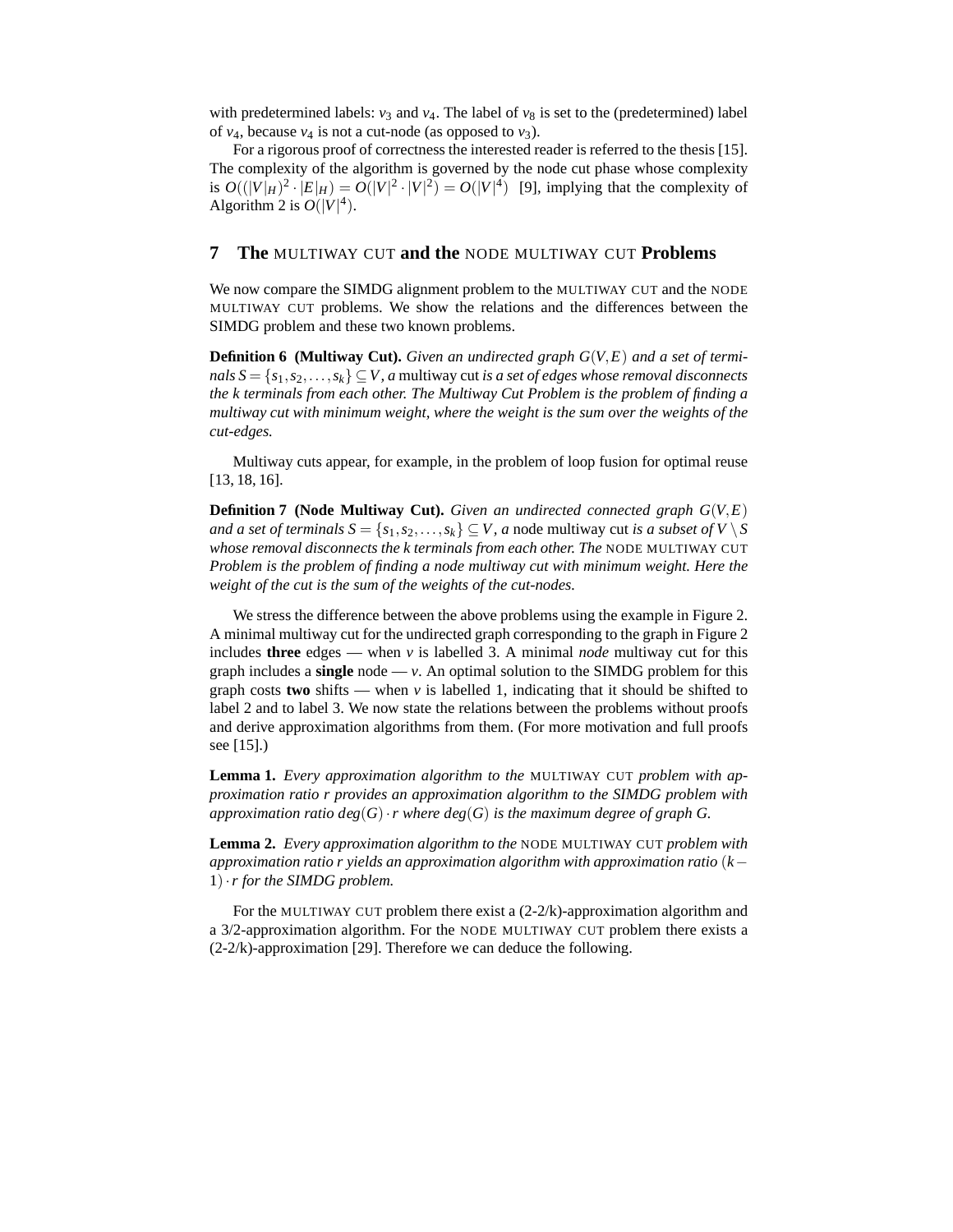with predetermined labels: $v_3$ and $v_4$. The label of $v_8$ is set to the (predetermined) label of $v_4$, because $v_4$ is not a cut-node (as opposed to $v_3$).

For a rigorous proof of correctness the interested reader is referred to the thesis [15]. The complexity of the algorithm is governed by the node cut phase whose complexity is $O((|V|_H)^2 \cdot |E|_H) = O(|V|^2 \cdot |V|^2) = O(|V|^4)$ [9], implying that the complexity of Algorithm 2 is $O(|V|^4)$.

## 7 The MULTIWAY CUT and the NODE MULTIWAY CUT Problems

We now compare the SIMDG alignment problem to the MULTIWAY CUT and the NODE MULTIWAY CUT problems. We show the relations and the differences between the SIMDG problem and these two known problems.

**Definition 6 (Multiway Cut).** *Given an undirected graph $G(V,E)$ and a set of terminals $S = \{s_1, s_2, \ldots, s_k\} \subseteq V$, a* multiway cut *is a set of edges whose removal disconnects the k terminals from each other. The Multiway Cut Problem is the problem of finding a multiway cut with minimum weight, where the weight is the sum over the weights of the cut-edges.*

Multiway cuts appear, for example, in the problem of loop fusion for optimal reuse [13, 18, 16].

**Definition 7 (Node Multiway Cut).** *Given an undirected connected graph $G(V,E)$ and a set of terminals $S = \{s_1, s_2, \ldots, s_k\} \subseteq V$, a* node multiway cut *is a subset of $V \setminus S$ whose removal disconnects the k terminals from each other. The* NODE MULTIWAY CUT *Problem is the problem of finding a node multiway cut with minimum weight. Here the weight of the cut is the sum of the weights of the cut-nodes.*

We stress the difference between the above problems using the example in Figure 2. A minimal multiway cut for the undirected graph corresponding to the graph in Figure 2 includes **three** edges — when $v$ is labelled 3. A minimal *node* multiway cut for this graph includes a **single** node — $v$. An optimal solution to the SIMDG problem for this graph costs **two** shifts — when $v$ is labelled 1, indicating that it should be shifted to label 2 and to label 3. We now state the relations between the problems without proofs and derive approximation algorithms from them. (For more motivation and full proofs see [15].)

**Lemma 1.** *Every approximation algorithm to the* MULTIWAY CUT *problem with approximation ratio r provides an approximation algorithm to the SIMDG problem with approximation ratio $deg(G) \cdot r$ where $deg(G)$ is the maximum degree of graph G.*

**Lemma 2.** *Every approximation algorithm to the* NODE MULTIWAY CUT *problem with approximation ratio r yields an approximation algorithm with approximation ratio $(k-1) \cdot r$ for the SIMDG problem.*

For the MULTIWAY CUT problem there exist a (2-2/k)-approximation algorithm and a 3/2-approximation algorithm. For the NODE MULTIWAY CUT problem there exists a (2-2/k)-approximation [29]. Therefore we can deduce the following.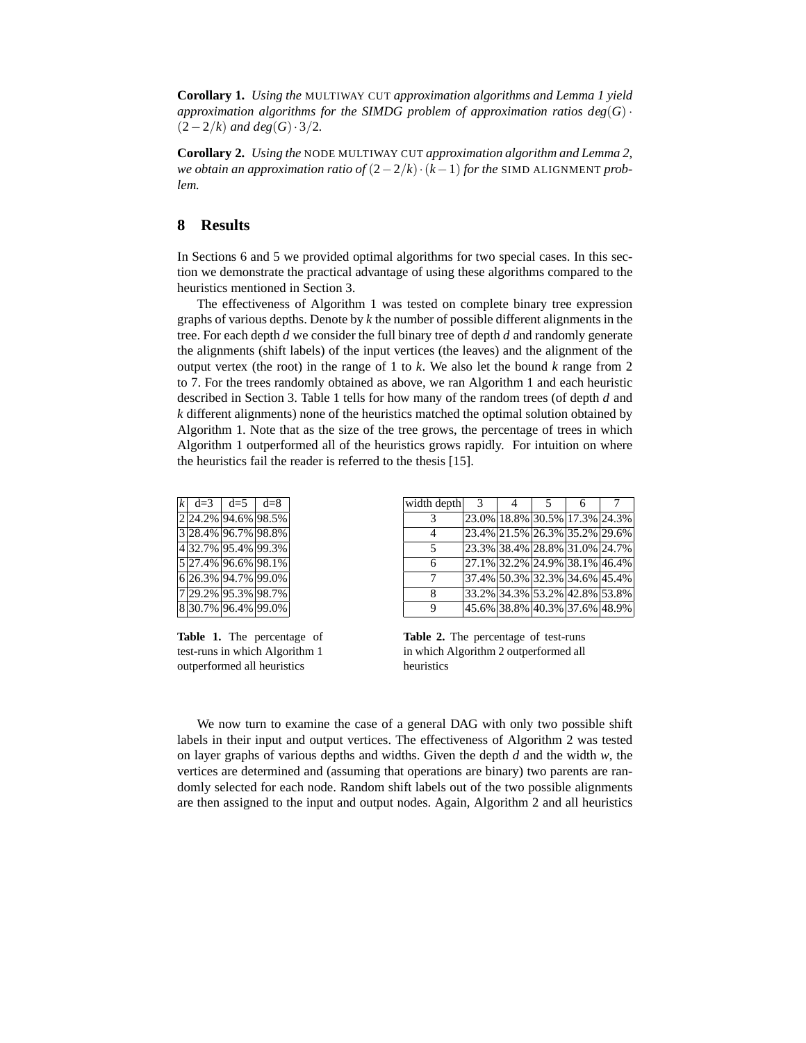**Corollary 1.** *Using the* MULTIWAY CUT *approximation algorithms and Lemma 1 yield approximation algorithms for the SIMDG problem of approximation ratios $deg(G) \cdot (2-2/k)$ and $deg(G) \cdot 3/2$.*

**Corollary 2.** *Using the* NODE MULTIWAY CUT *approximation algorithm and Lemma 2, we obtain an approximation ratio of $(2-2/k) \cdot (k-1)$ for the* SIMD ALIGNMENT *problem.*

## 8 Results

In Sections 6 and 5 we provided optimal algorithms for two special cases. In this section we demonstrate the practical advantage of using these algorithms compared to the heuristics mentioned in Section 3.

The effectiveness of Algorithm 1 was tested on complete binary tree expression graphs of various depths. Denote by $k$ the number of possible different alignments in the tree. For each depth $d$ we consider the full binary tree of depth $d$ and randomly generate the alignments (shift labels) of the input vertices (the leaves) and the alignment of the output vertex (the root) in the range of 1 to $k$. We also let the bound $k$ range from 2 to 7. For the trees randomly obtained as above, we ran Algorithm 1 and each heuristic described in Section 3. Table 1 tells for how many of the random trees (of depth $d$ and $k$ different alignments) none of the heuristics matched the optimal solution obtained by Algorithm 1. Note that as the size of the tree grows, the percentage of trees in which Algorithm 1 outperformed all of the heuristics grows rapidly. For intuition on where the heuristics fail the reader is referred to the thesis [15].

| $k$ | d=3 | d=5 | d=8 |
|---|---|---|---|
| 2 | 24.2% | 94.6% | 98.5% |
| 3 | 28.4% | 96.7% | 98.8% |
| 4 | 32.7% | 95.4% | 99.3% |
| 5 | 27.4% | 96.6% | 98.1% |
| 6 | 26.3% | 94.7% | 99.0% |
| 7 | 29.2% | 95.3% | 98.7% |
| 8 | 30.7% | 96.4% | 99.0% |

**Table 1.** The percentage of test-runs in which Algorithm 1 outperformed all heuristics

| width depth | 3 | 4 | 5 | 6 | 7 |
|---|---|---|---|---|---|
| 3 | 23.0% | 18.8% | 30.5% | 17.3% | 24.3% |
| 4 | 23.4% | 21.5% | 26.3% | 35.2% | 29.6% |
| 5 | 23.3% | 38.4% | 28.8% | 31.0% | 24.7% |
| 6 | 27.1% | 32.2% | 24.9% | 38.1% | 46.4% |
| 7 | 37.4% | 50.3% | 32.3% | 34.6% | 45.4% |
| 8 | 33.2% | 34.3% | 53.2% | 42.8% | 53.8% |
| 9 | 45.6% | 38.8% | 40.3% | 37.6% | 48.9% |

**Table 2.** The percentage of test-runs in which Algorithm 2 outperformed all heuristics

We now turn to examine the case of a general DAG with only two possible shift labels in their input and output vertices. The effectiveness of Algorithm 2 was tested on layer graphs of various depths and widths. Given the depth $d$ and the width $w$, the vertices are determined and (assuming that operations are binary) two parents are randomly selected for each node. Random shift labels out of the two possible alignments are then assigned to the input and output nodes. Again, Algorithm 2 and all heuristics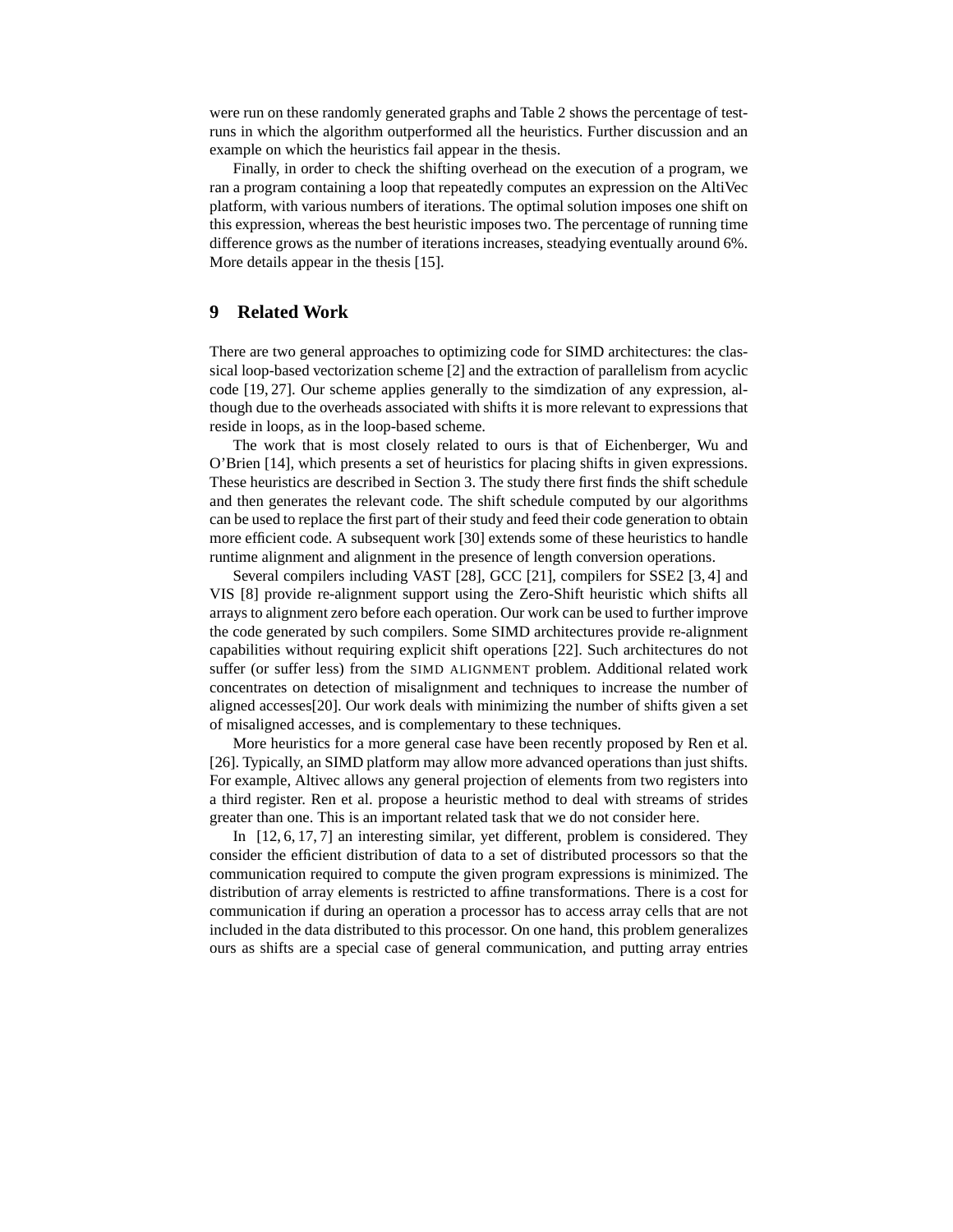were run on these randomly generated graphs and Table 2 shows the percentage of test-runs in which the algorithm outperformed all the heuristics. Further discussion and an example on which the heuristics fail appear in the thesis.

Finally, in order to check the shifting overhead on the execution of a program, we ran a program containing a loop that repeatedly computes an expression on the AltiVec platform, with various numbers of iterations. The optimal solution imposes one shift on this expression, whereas the best heuristic imposes two. The percentage of running time difference grows as the number of iterations increases, steadying eventually around 6%. More details appear in the thesis [15].

## 9 Related Work

There are two general approaches to optimizing code for SIMD architectures: the classical loop-based vectorization scheme [2] and the extraction of parallelism from acyclic code [19, 27]. Our scheme applies generally to the simdization of any expression, although due to the overheads associated with shifts it is more relevant to expressions that reside in loops, as in the loop-based scheme.

The work that is most closely related to ours is that of Eichenberger, Wu and O'Brien [14], which presents a set of heuristics for placing shifts in given expressions. These heuristics are described in Section 3. The study there first finds the shift schedule and then generates the relevant code. The shift schedule computed by our algorithms can be used to replace the first part of their study and feed their code generation to obtain more efficient code. A subsequent work [30] extends some of these heuristics to handle runtime alignment and alignment in the presence of length conversion operations.

Several compilers including VAST [28], GCC [21], compilers for SSE2 [3, 4] and VIS [8] provide re-alignment support using the Zero-Shift heuristic which shifts all arrays to alignment zero before each operation. Our work can be used to further improve the code generated by such compilers. Some SIMD architectures provide re-alignment capabilities without requiring explicit shift operations [22]. Such architectures do not suffer (or suffer less) from the SIMD ALIGNMENT problem. Additional related work concentrates on detection of misalignment and techniques to increase the number of aligned accesses[20]. Our work deals with minimizing the number of shifts given a set of misaligned accesses, and is complementary to these techniques.

More heuristics for a more general case have been recently proposed by Ren et al. [26]. Typically, an SIMD platform may allow more advanced operations than just shifts. For example, Altivec allows any general projection of elements from two registers into a third register. Ren et al. propose a heuristic method to deal with streams of strides greater than one. This is an important related task that we do not consider here.

In [12, 6, 17, 7] an interesting similar, yet different, problem is considered. They consider the efficient distribution of data to a set of distributed processors so that the communication required to compute the given program expressions is minimized. The distribution of array elements is restricted to affine transformations. There is a cost for communication if during an operation a processor has to access array cells that are not included in the data distributed to this processor. On one hand, this problem generalizes ours as shifts are a special case of general communication, and putting array entries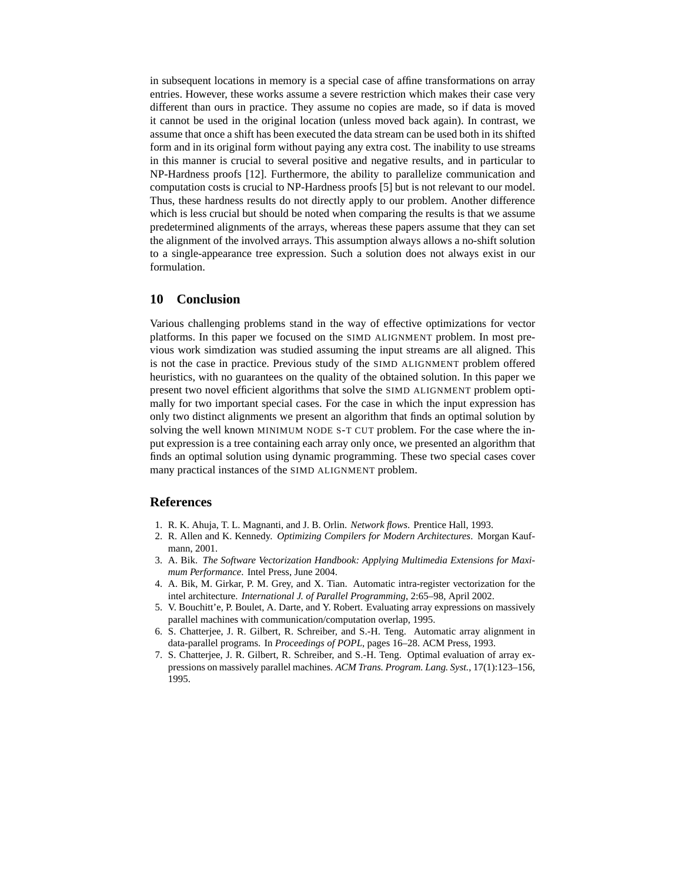in subsequent locations in memory is a special case of affine transformations on array entries. However, these works assume a severe restriction which makes their case very different than ours in practice. They assume no copies are made, so if data is moved it cannot be used in the original location (unless moved back again). In contrast, we assume that once a shift has been executed the data stream can be used both in its shifted form and in its original form without paying any extra cost. The inability to use streams in this manner is crucial to several positive and negative results, and in particular to NP-Hardness proofs [12]. Furthermore, the ability to parallelize communication and computation costs is crucial to NP-Hardness proofs [5] but is not relevant to our model. Thus, these hardness results do not directly apply to our problem. Another difference which is less crucial but should be noted when comparing the results is that we assume predetermined alignments of the arrays, whereas these papers assume that they can set the alignment of the involved arrays. This assumption always allows a no-shift solution to a single-appearance tree expression. Such a solution does not always exist in our formulation.

## 10 Conclusion

Various challenging problems stand in the way of effective optimizations for vector platforms. In this paper we focused on the SIMD ALIGNMENT problem. In most previous work simdization was studied assuming the input streams are all aligned. This is not the case in practice. Previous study of the SIMD ALIGNMENT problem offered heuristics, with no guarantees on the quality of the obtained solution. In this paper we present two novel efficient algorithms that solve the SIMD ALIGNMENT problem optimally for two important special cases. For the case in which the input expression has only two distinct alignments we present an algorithm that finds an optimal solution by solving the well known MINIMUM NODE S-T CUT problem. For the case where the input expression is a tree containing each array only once, we presented an algorithm that finds an optimal solution using dynamic programming. These two special cases cover many practical instances of the SIMD ALIGNMENT problem.

## References

1. R. K. Ahuja, T. L. Magnanti, and J. B. Orlin. *Network flows*. Prentice Hall, 1993.
2. R. Allen and K. Kennedy. *Optimizing Compilers for Modern Architectures*. Morgan Kaufmann, 2001.
3. A. Bik. *The Software Vectorization Handbook: Applying Multimedia Extensions for Maximum Performance*. Intel Press, June 2004.
4. A. Bik, M. Girkar, P. M. Grey, and X. Tian. Automatic intra-register vectorization for the intel architecture. *International J. of Parallel Programming*, 2:65–98, April 2002.
5. V. Bouchitt'e, P. Boulet, A. Darte, and Y. Robert. Evaluating array expressions on massively parallel machines with communication/computation overlap, 1995.
6. S. Chatterjee, J. R. Gilbert, R. Schreiber, and S.-H. Teng. Automatic array alignment in data-parallel programs. In *Proceedings of POPL*, pages 16–28. ACM Press, 1993.
7. S. Chatterjee, J. R. Gilbert, R. Schreiber, and S.-H. Teng. Optimal evaluation of array expressions on massively parallel machines. *ACM Trans. Program. Lang. Syst.*, 17(1):123–156, 1995.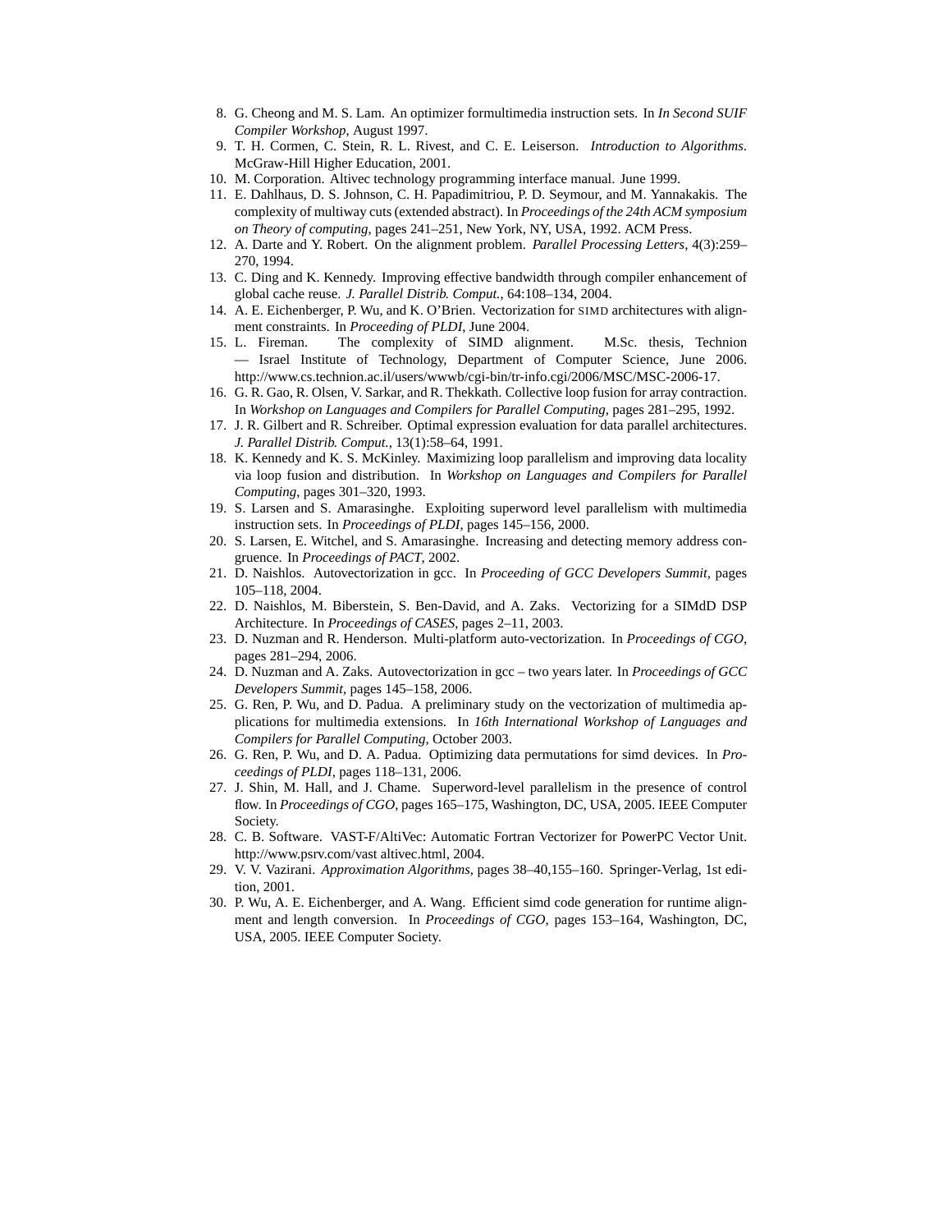8. G. Cheong and M. S. Lam. An optimizer formultimedia instruction sets. In *In Second SUIF Compiler Workshop*, August 1997.
9. T. H. Cormen, C. Stein, R. L. Rivest, and C. E. Leiserson. *Introduction to Algorithms*. McGraw-Hill Higher Education, 2001.
10. M. Corporation. Altivec technology programming interface manual. June 1999.
11. E. Dahlhaus, D. S. Johnson, C. H. Papadimitriou, P. D. Seymour, and M. Yannakakis. The complexity of multiway cuts (extended abstract). In *Proceedings of the 24th ACM symposium on Theory of computing*, pages 241–251, New York, NY, USA, 1992. ACM Press.
12. A. Darte and Y. Robert. On the alignment problem. *Parallel Processing Letters*, 4(3):259–270, 1994.
13. C. Ding and K. Kennedy. Improving effective bandwidth through compiler enhancement of global cache reuse. *J. Parallel Distrib. Comput.*, 64:108–134, 2004.
14. A. E. Eichenberger, P. Wu, and K. O'Brien. Vectorization for SIMD architectures with alignment constraints. In *Proceeding of PLDI*, June 2004.
15. L. Fireman. The complexity of SIMD alignment. M.Sc. thesis, Technion — Israel Institute of Technology, Department of Computer Science, June 2006. http://www.cs.technion.ac.il/users/wwwb/cgi-bin/tr-info.cgi/2006/MSC/MSC-2006-17.
16. G. R. Gao, R. Olsen, V. Sarkar, and R. Thekkath. Collective loop fusion for array contraction. In *Workshop on Languages and Compilers for Parallel Computing*, pages 281–295, 1992.
17. J. R. Gilbert and R. Schreiber. Optimal expression evaluation for data parallel architectures. *J. Parallel Distrib. Comput.*, 13(1):58–64, 1991.
18. K. Kennedy and K. S. McKinley. Maximizing loop parallelism and improving data locality via loop fusion and distribution. In *Workshop on Languages and Compilers for Parallel Computing*, pages 301–320, 1993.
19. S. Larsen and S. Amarasinghe. Exploiting superword level parallelism with multimedia instruction sets. In *Proceedings of PLDI*, pages 145–156, 2000.
20. S. Larsen, E. Witchel, and S. Amarasinghe. Increasing and detecting memory address congruence. In *Proceedings of PACT*, 2002.
21. D. Naishlos. Autovectorization in gcc. In *Proceeding of GCC Developers Summit*, pages 105–118, 2004.
22. D. Naishlos, M. Biberstein, S. Ben-David, and A. Zaks. Vectorizing for a SIMdD DSP Architecture. In *Proceedings of CASES*, pages 2–11, 2003.
23. D. Nuzman and R. Henderson. Multi-platform auto-vectorization. In *Proceedings of CGO*, pages 281–294, 2006.
24. D. Nuzman and A. Zaks. Autovectorization in gcc – two years later. In *Proceedings of GCC Developers Summit*, pages 145–158, 2006.
25. G. Ren, P. Wu, and D. Padua. A preliminary study on the vectorization of multimedia applications for multimedia extensions. In *16th International Workshop of Languages and Compilers for Parallel Computing*, October 2003.
26. G. Ren, P. Wu, and D. A. Padua. Optimizing data permutations for simd devices. In *Proceedings of PLDI*, pages 118–131, 2006.
27. J. Shin, M. Hall, and J. Chame. Superword-level parallelism in the presence of control flow. In *Proceedings of CGO*, pages 165–175, Washington, DC, USA, 2005. IEEE Computer Society.
28. C. B. Software. VAST-F/AltiVec: Automatic Fortran Vectorizer for PowerPC Vector Unit. http://www.psrv.com/vast altivec.html, 2004.
29. V. V. Vazirani. *Approximation Algorithms*, pages 38–40,155–160. Springer-Verlag, 1st edition, 2001.
30. P. Wu, A. E. Eichenberger, and A. Wang. Efficient simd code generation for runtime alignment and length conversion. In *Proceedings of CGO*, pages 153–164, Washington, DC, USA, 2005. IEEE Computer Society.